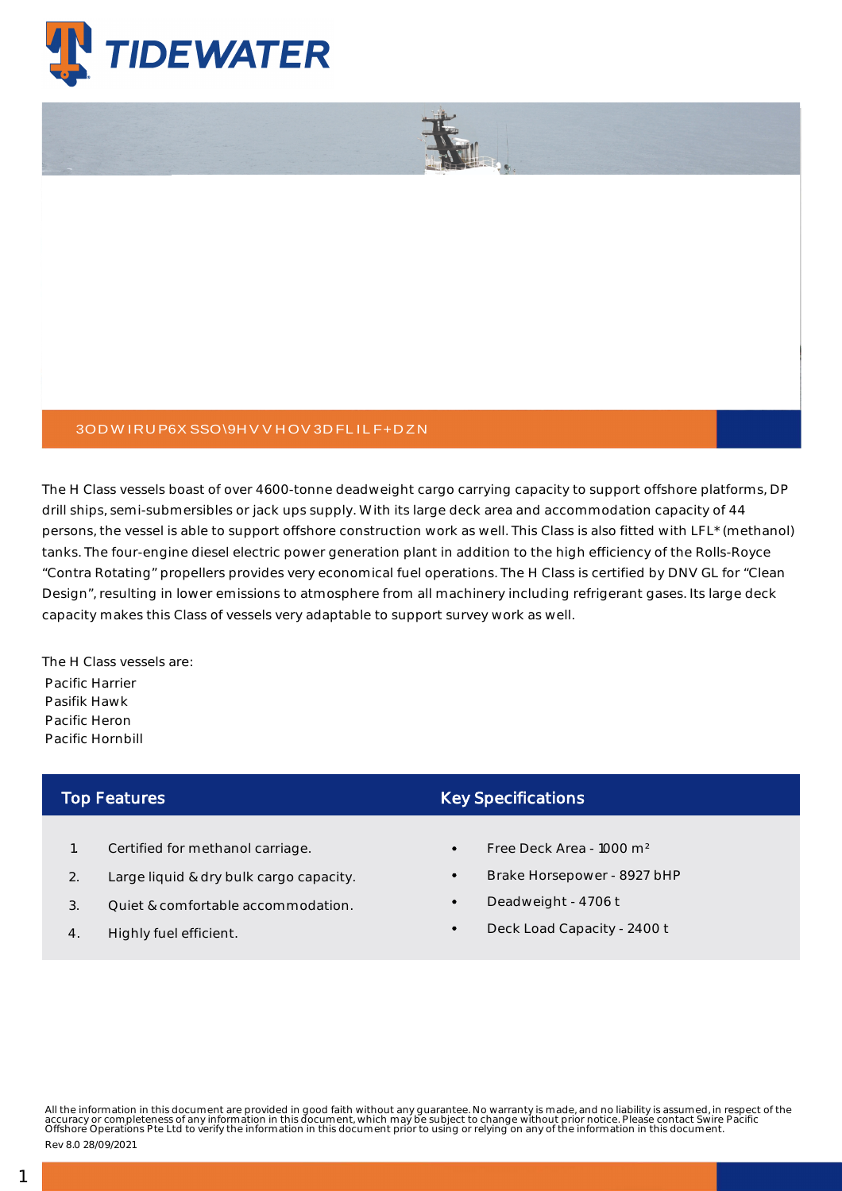3ODWIRUP6XSSO\9HVVHOV3DFLILF+DZN

The H Class vessels boast of over 4600-tonne deadweight cargo carrying capacity to support offshore platforms, DP drill ships, semi-submersibles or jack ups supply. With its large deck area and accommodation capacity of 44 persons, the vessel is able to support offshore construction work as well. This Class is also fitted with LFL* (methanol) tanks. The four-engine diesel electric power generation plant in addition to the high efficiency of the Rolls-Royce "Contra Rotating" propellers provides very economical fuel operations. The H Class is certified by DNV GL for "Clean Design", resulting in lower emissions to atmosphere from all machinery including refrigerant gases. Its large deck capacity makes this Class of vessels very adaptable to support survey work as well.

The H Class vessels are:

Pacific Harrier
Pasifik Hawk
Pacific Heron
Pacific Hornbill

## Top Features

1. Certified for methanol carriage.
2. Large liquid & dry bulk cargo capacity.
3. Quiet & comfortable accommodation.
4. Highly fuel efficient.

## Key Specifications

- Free Deck Area - 1000 m²
- Brake Horsepower - 8927 bHP
- Deadweight - 4706 t
- Deck Load Capacity - 2400 t

All the information in this document are provided in good faith without any guarantee. No warranty is made, and no liability is assumed, in respect of the accuracy or completeness of any information in this document, which may be subject to change without prior notice. Please contact Swire Pacific Offshore Operations Pte Ltd to verify the information in this document prior to using or relying on any of the information in this document.

Rev 8.0 28/09/2021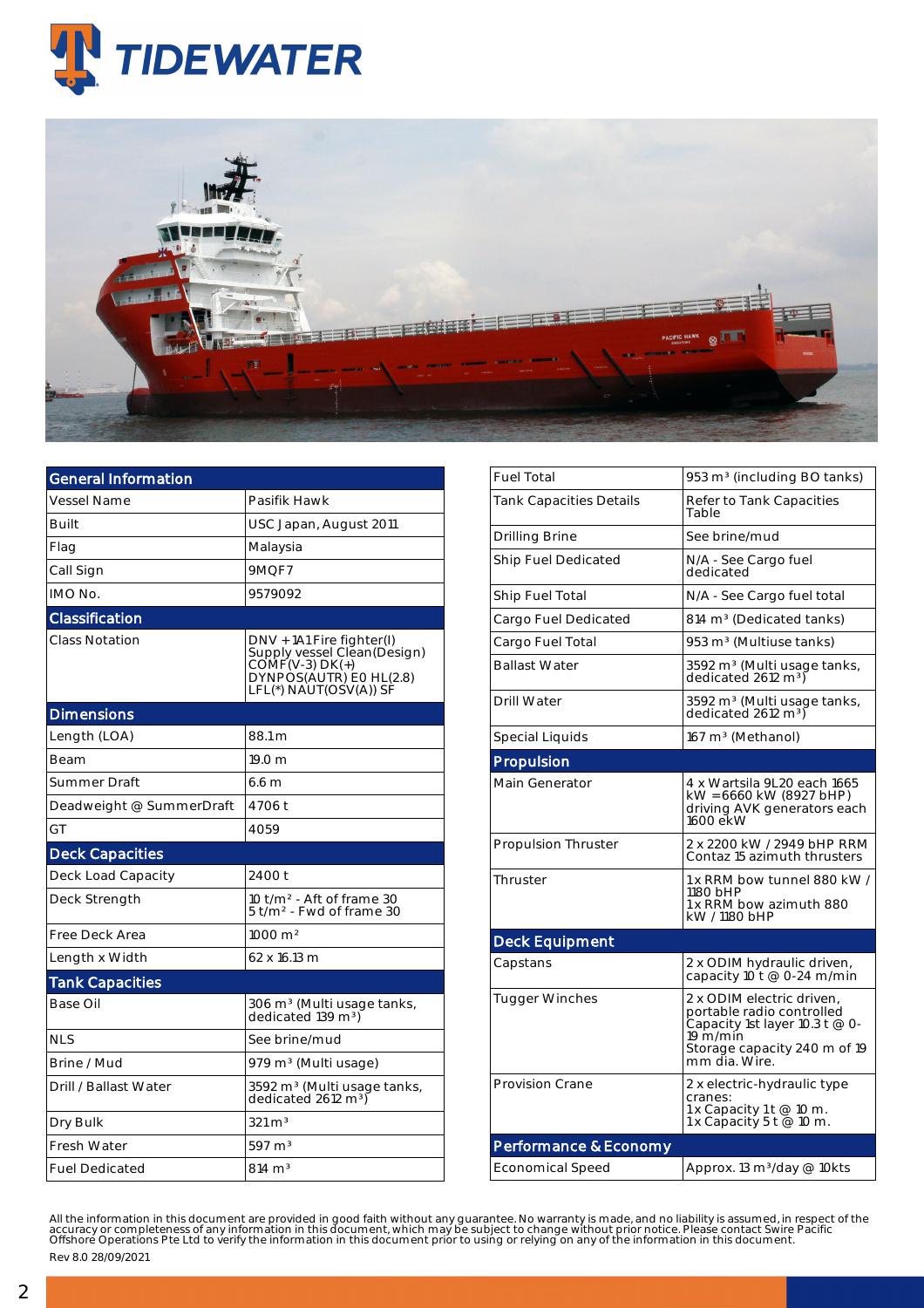## General Information

| | |
|---|---|
| Vessel Name | Pasifik Hawk |
| Built | USC Japan, August 2011 |
| Flag | Malaysia |
| Call Sign | 9MQF7 |
| IMO No. | 9579092 |

## Classification

| | |
|---|---|
| Class Notation | DNV +1A1 Fire fighter(I) Supply vessel Clean(Design) COMF(V-3) DK(+) DYNPOS(AUTR) E0 HL(2.8) LFL(*) NAUT(OSV(A)) SF |

## Dimensions

| | |
|---|---|
| Length (LOA) | 88.1 m |
| Beam | 19.0 m |
| Summer Draft | 6.6 m |
| Deadweight @ SummerDraft | 4706 t |
| GT | 4059 |

## Deck Capacities

| | |
|---|---|
| Deck Load Capacity | 2400 t |
| Deck Strength | 10 t/m² - Aft of frame 30<br>5 t/m² - Fwd of frame 30 |
| Free Deck Area | 1000 m² |
| Length x Width | 62 x 16.13 m |

## Tank Capacities

| | |
|---|---|
| Base Oil | 306 m³ (Multi usage tanks, dedicated 139 m³) |
| NLS | See brine/mud |
| Brine / Mud | 979 m³ (Multi usage) |
| Drill / Ballast Water | 3592 m³ (Multi usage tanks, dedicated 2612 m³) |
| Dry Bulk | 321 m³ |
| Fresh Water | 597 m³ |
| Fuel Dedicated | 814 m³ |
| Fuel Total | 953 m³ (including BO tanks) |
| Tank Capacities Details | Refer to Tank Capacities Table |
| Drilling Brine | See brine/mud |
| Ship Fuel Dedicated | N/A - See Cargo fuel dedicated |
| Ship Fuel Total | N/A - See Cargo fuel total |
| Cargo Fuel Dedicated | 814 m³ (Dedicated tanks) |
| Cargo Fuel Total | 953 m³ (Multiuse tanks) |
| Ballast Water | 3592 m³ (Multi usage tanks, dedicated 2612 m³) |
| Drill Water | 3592 m³ (Multi usage tanks, dedicated 2612 m³) |
| Special Liquids | 167 m³ (Methanol) |

## Propulsion

| | |
|---|---|
| Main Generator | 4 x Wartsila 9L20 each 1665 kW =6660 kW (8927 bHP) driving AVK generators each 1600 ekW |
| Propulsion Thruster | 2 x 2200 kW / 2949 bHP RRM Contaz 15 azimuth thrusters |
| Thruster | 1 x RRM bow tunnel 880 kW / 1180 bHP<br>1 x RRM bow azimuth 880 kW / 1180 bHP |

## Deck Equipment

| | |
|---|---|
| Capstans | 2 x ODIM hydraulic driven, capacity 10 t @ 0-24 m/min |
| Tugger Winches | 2 x ODIM electric driven, portable radio controlled Capacity 1st layer 10.3 t @ 0-19 m/min<br>Storage capacity 240 m of 19 mm dia. Wire. |
| Provision Crane | 2 x electric-hydraulic type cranes:<br>1 x Capacity 1 t @ 10 m.<br>1 x Capacity 5 t @ 10 m. |

## Performance & Economy

| | |
|---|---|
| Economical Speed | Approx. 13 m³/day @ 10kts |

All the information in this document are provided in good faith without any guarantee. No warranty is made, and no liability is assumed, in respect of the accuracy or completeness of any information in this document, which may be subject to change without prior notice. Please contact Swire Pacific Offshore Operations Pte Ltd to verify the information in this document prior to using or relying on any of the information in this document.

Rev 8.0 28/09/2021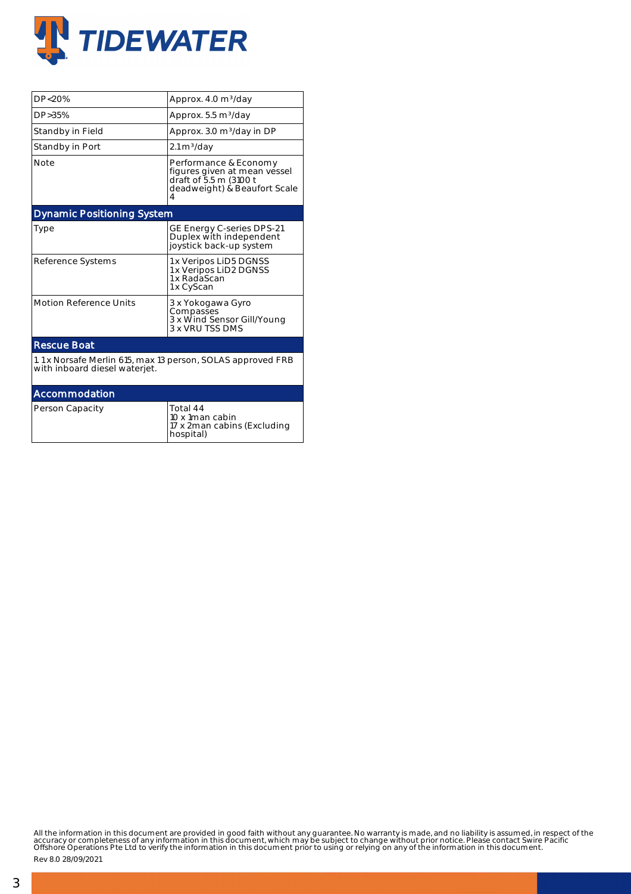| | |
|---|---|
| DP<20% | Approx. 4.0 m³/day |
| DP>35% | Approx. 5.5 m³/day |
| Standby in Field | Approx. 3.0 m³/day in DP |
| Standby in Port | 2.1m³/day |
| Note | Performance & Economy figures given at mean vessel draft of 5.5 m (3100 t deadweight) & Beaufort Scale 4 |

## Dynamic Positioning System

| | |
|---|---|
| Type | GE Energy C-series DPS-21 Duplex with independent joystick back-up system |
| Reference Systems | 1x Veripos LiD5 DGNSS<br>1x Veripos LiD2 DGNSS<br>1x RadaScan<br>1x CyScan |
| Motion Reference Units | 3 x Yokogawa Gyro Compasses<br>3 x Wind Sensor Gill/Young<br>3 x VRU TSS DMS |

## Rescue Boat

1. 1x Norsafe Merlin 615, max 13 person, SOLAS approved FRB with inboard diesel waterjet.

## Accommodation

| | |
|---|---|
| Person Capacity | Total 44<br>10 x 1man cabin<br>17 x 2man cabins (Excluding hospital) |

All the information in this document are provided in good faith without any guarantee. No warranty is made, and no liability is assumed, in respect of the accuracy or completeness of any information in this document, which may be subject to change without prior notice. Please contact Swire Pacific Offshore Operations Pte Ltd to verify the information in this document prior to using or relying on any of the information in this document.

Rev 8.0 28/09/2021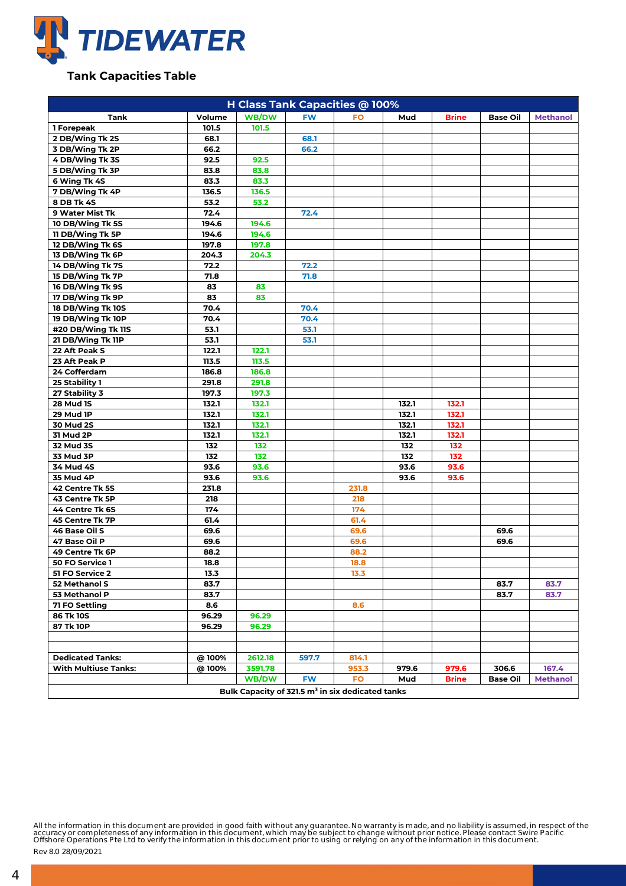# TIDEWATER

## Tank Capacities Table

| H Class Tank Capacities @ 100% | | | | | | | | |
|---|---|---|---|---|---|---|---|---|
| Tank | Volume | WB/DW | FW | FO | Mud | Brine | Base Oil | Methanol |
| 1 Forepeak | 101.5 | 101.5 | | | | | | |
| 2 DB/Wing Tk 2S | 68.1 | | 68.1 | | | | | |
| 3 DB/Wing Tk 2P | 66.2 | | 66.2 | | | | | |
| 4 DB/Wing Tk 3S | 92.5 | 92.5 | | | | | | |
| 5 DB/Wing Tk 3P | 83.8 | 83.8 | | | | | | |
| 6 Wing Tk 4S | 83.3 | 83.3 | | | | | | |
| 7 DB/Wing Tk 4P | 136.5 | 136.5 | | | | | | |
| 8 DB Tk 4S | 53.2 | 53.2 | | | | | | |
| 9 Water Mist Tk | 72.4 | | 72.4 | | | | | |
| 10 DB/Wing Tk 5S | 194.6 | 194.6 | | | | | | |
| 11 DB/Wing Tk 5P | 194.6 | 194.6 | | | | | | |
| 12 DB/Wing Tk 6S | 197.8 | 197.8 | | | | | | |
| 13 DB/Wing Tk 6P | 204.3 | 204.3 | | | | | | |
| 14 DB/Wing Tk 7S | 72.2 | | 72.2 | | | | | |
| 15 DB/Wing Tk 7P | 71.8 | | 71.8 | | | | | |
| 16 DB/Wing Tk 9S | 83 | 83 | | | | | | |
| 17 DB/Wing Tk 9P | 83 | 83 | | | | | | |
| 18 DB/Wing Tk 10S | 70.4 | | 70.4 | | | | | |
| 19 DB/Wing Tk 10P | 70.4 | | 70.4 | | | | | |
| #20 DB/Wing Tk 11S | 53.1 | | 53.1 | | | | | |
| 21 DB/Wing Tk 11P | 53.1 | | 53.1 | | | | | |
| 22 Aft Peak S | 122.1 | 122.1 | | | | | | |
| 23 Aft Peak P | 113.5 | 113.5 | | | | | | |
| 24 Cofferdam | 186.8 | 186.8 | | | | | | |
| 25 Stability 1 | 291.8 | 291.8 | | | | | | |
| 27 Stability 3 | 197.3 | 197.3 | | | | | | |
| 28 Mud 1S | 132.1 | 132.1 | | | 132.1 | 132.1 | | |
| 29 Mud 1P | 132.1 | 132.1 | | | 132.1 | 132.1 | | |
| 30 Mud 2S | 132.1 | 132.1 | | | 132.1 | 132.1 | | |
| 31 Mud 2P | 132.1 | 132.1 | | | 132.1 | 132.1 | | |
| 32 Mud 3S | 132 | 132 | | | 132 | 132 | | |
| 33 Mud 3P | 132 | 132 | | | 132 | 132 | | |
| 34 Mud 4S | 93.6 | 93.6 | | | 93.6 | 93.6 | | |
| 35 Mud 4P | 93.6 | 93.6 | | | 93.6 | 93.6 | | |
| 42 Centre Tk 5S | 231.8 | | | 231.8 | | | | |
| 43 Centre Tk 5P | 218 | | | 218 | | | | |
| 44 Centre Tk 6S | 174 | | | 174 | | | | |
| 45 Centre Tk 7P | 61.4 | | | 61.4 | | | | |
| 46 Base Oil S | 69.6 | | | 69.6 | | | 69.6 | |
| 47 Base Oil P | 69.6 | | | 69.6 | | | 69.6 | |
| 49 Centre Tk 6P | 88.2 | | | 88.2 | | | | |
| 50 FO Service 1 | 18.8 | | | 18.8 | | | | |
| 51 FO Service 2 | 13.3 | | | 13.3 | | | | |
| 52 Methanol S | 83.7 | | | | | | 83.7 | 83.7 |
| 53 Methanol P | 83.7 | | | | | | 83.7 | 83.7 |
| 71 FO Settling | 8.6 | | | 8.6 | | | | |
| 86 Tk 10S | 96.29 | 96.29 | | | | | | |
| 87 Tk 10P | 96.29 | 96.29 | | | | | | |
| | | | | | | | | |
| | | | | | | | | |
| Dedicated Tanks: | @ 100% | 2612.18 | 597.7 | 814.1 | | | | |
| With Multiuse Tanks: | @ 100% | 3591.78 | | 953.3 | 979.6 | 979.6 | 306.6 | 167.4 |
| | | WB/DW | FW | FO | Mud | Brine | Base Oil | Methanol |
| Bulk Capacity of 321.5 m³ in six dedicated tanks | | | | | | | | |

All the information in this document are provided in good faith without any guarantee. No warranty is made, and no liability is assumed, in respect of the accuracy or completeness of any information in this document, which may be subject to change without prior notice. Please contact Swire Pacific Offshore Operations Pte Ltd to verify the information in this document prior to using or relying on any of the information in this document.

Rev 8.0 28/09/2021